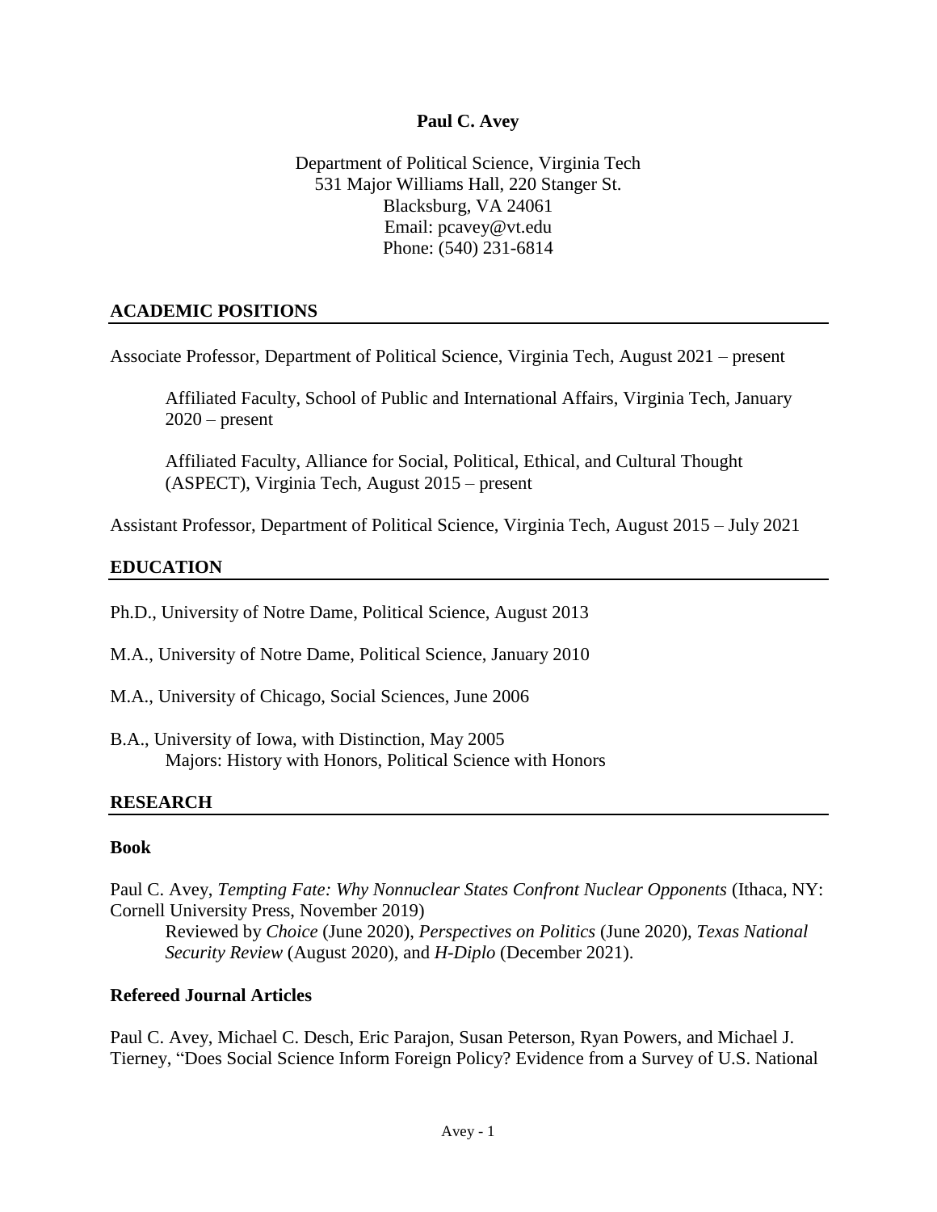# Paul C. Avey

Department of Political Science, Virginia Tech
531 Major Williams Hall, 220 Stanger St.
Blacksburg, VA 24061
Email: pcavey@vt.edu
Phone: (540) 231-6814

## ACADEMIC POSITIONS

Associate Professor, Department of Political Science, Virginia Tech, August 2021 – present

Affiliated Faculty, School of Public and International Affairs, Virginia Tech, January 2020 – present

Affiliated Faculty, Alliance for Social, Political, Ethical, and Cultural Thought (ASPECT), Virginia Tech, August 2015 – present

Assistant Professor, Department of Political Science, Virginia Tech, August 2015 – July 2021

## EDUCATION

Ph.D., University of Notre Dame, Political Science, August 2013

M.A., University of Notre Dame, Political Science, January 2010

M.A., University of Chicago, Social Sciences, June 2006

B.A., University of Iowa, with Distinction, May 2005
Majors: History with Honors, Political Science with Honors

## RESEARCH

### Book

Paul C. Avey, *Tempting Fate: Why Nonnuclear States Confront Nuclear Opponents* (Ithaca, NY: Cornell University Press, November 2019)
Reviewed by *Choice* (June 2020), *Perspectives on Politics* (June 2020), *Texas National Security Review* (August 2020), and *H-Diplo* (December 2021).

### Refereed Journal Articles

Paul C. Avey, Michael C. Desch, Eric Parajon, Susan Peterson, Ryan Powers, and Michael J. Tierney, "Does Social Science Inform Foreign Policy? Evidence from a Survey of U.S. National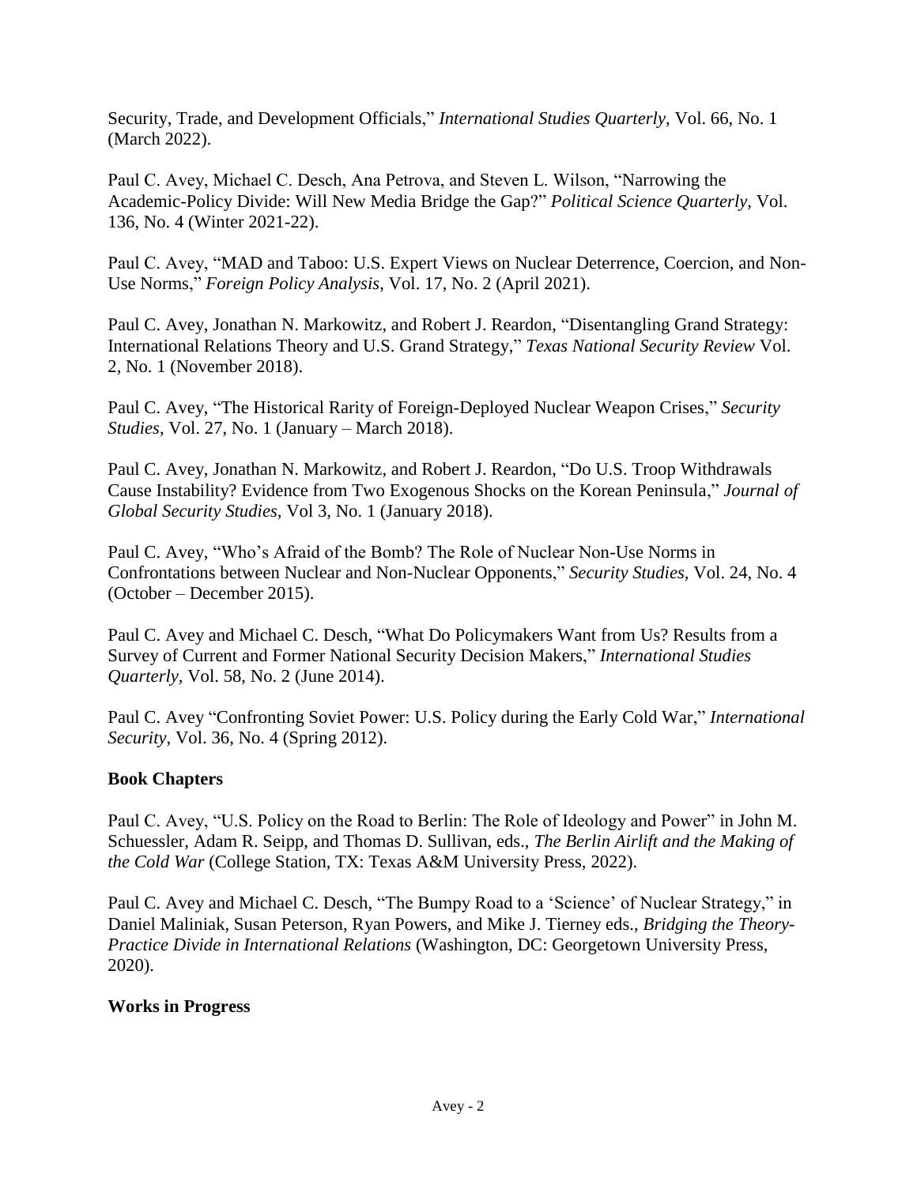Security, Trade, and Development Officials," *International Studies Quarterly*, Vol. 66, No. 1 (March 2022).

Paul C. Avey, Michael C. Desch, Ana Petrova, and Steven L. Wilson, "Narrowing the Academic-Policy Divide: Will New Media Bridge the Gap?" *Political Science Quarterly*, Vol. 136, No. 4 (Winter 2021-22).

Paul C. Avey, "MAD and Taboo: U.S. Expert Views on Nuclear Deterrence, Coercion, and Non-Use Norms," *Foreign Policy Analysis*, Vol. 17, No. 2 (April 2021).

Paul C. Avey, Jonathan N. Markowitz, and Robert J. Reardon, "Disentangling Grand Strategy: International Relations Theory and U.S. Grand Strategy," *Texas National Security Review* Vol. 2, No. 1 (November 2018).

Paul C. Avey, "The Historical Rarity of Foreign-Deployed Nuclear Weapon Crises," *Security Studies*, Vol. 27, No. 1 (January – March 2018).

Paul C. Avey, Jonathan N. Markowitz, and Robert J. Reardon, "Do U.S. Troop Withdrawals Cause Instability? Evidence from Two Exogenous Shocks on the Korean Peninsula," *Journal of Global Security Studies*, Vol 3, No. 1 (January 2018).

Paul C. Avey, "Who's Afraid of the Bomb? The Role of Nuclear Non-Use Norms in Confrontations between Nuclear and Non-Nuclear Opponents," *Security Studies,* Vol. 24, No. 4 (October – December 2015).

Paul C. Avey and Michael C. Desch, "What Do Policymakers Want from Us? Results from a Survey of Current and Former National Security Decision Makers," *International Studies Quarterly*, Vol. 58, No. 2 (June 2014).

Paul C. Avey "Confronting Soviet Power: U.S. Policy during the Early Cold War," *International Security*, Vol. 36, No. 4 (Spring 2012).

**Book Chapters**

Paul C. Avey, "U.S. Policy on the Road to Berlin: The Role of Ideology and Power" in John M. Schuessler, Adam R. Seipp, and Thomas D. Sullivan, eds., *The Berlin Airlift and the Making of the Cold War* (College Station, TX: Texas A&M University Press, 2022).

Paul C. Avey and Michael C. Desch, "The Bumpy Road to a 'Science' of Nuclear Strategy," in Daniel Maliniak, Susan Peterson, Ryan Powers, and Mike J. Tierney eds., *Bridging the Theory-Practice Divide in International Relations* (Washington, DC: Georgetown University Press, 2020).

**Works in Progress**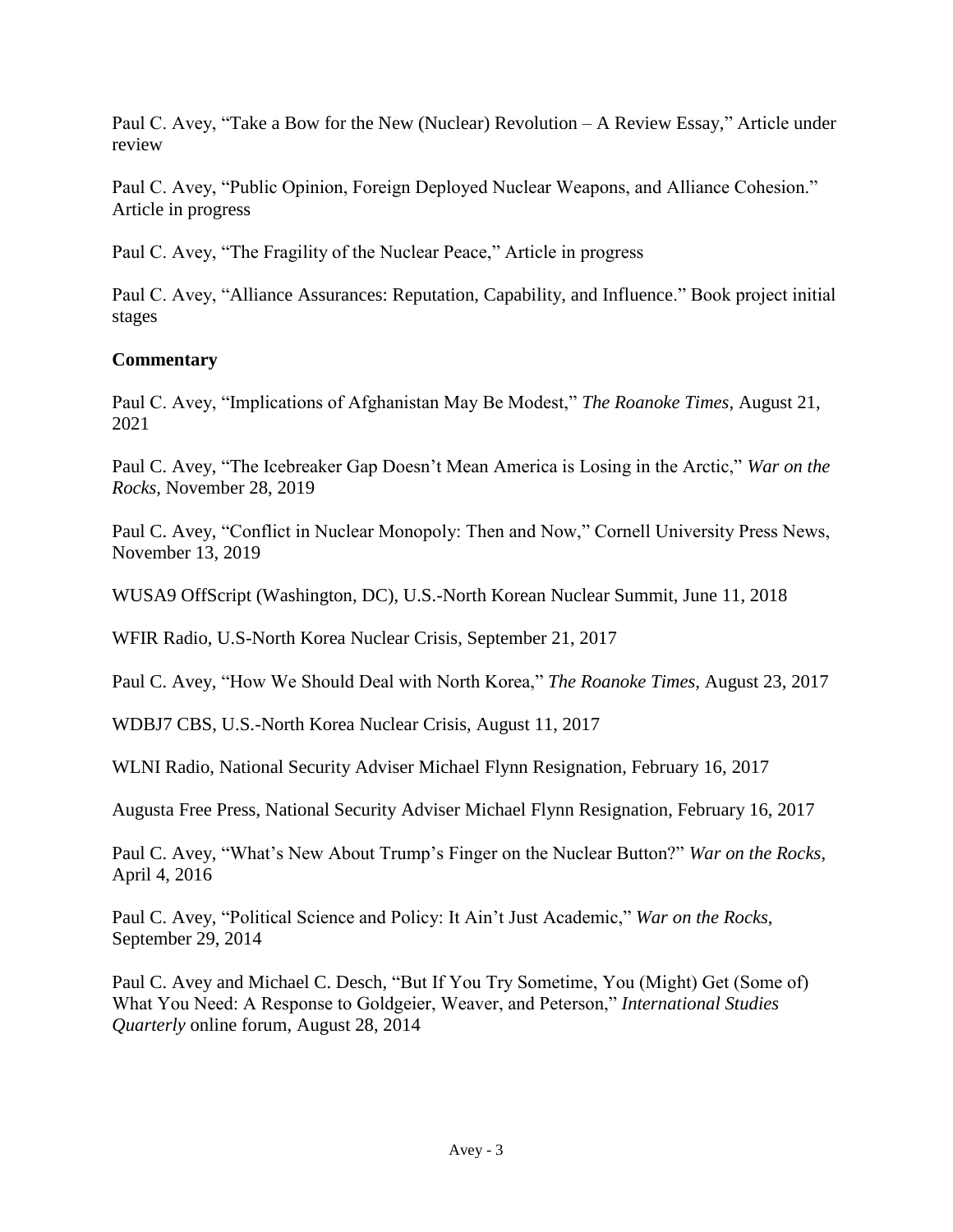Paul C. Avey, "Take a Bow for the New (Nuclear) Revolution – A Review Essay," Article under review

Paul C. Avey, "Public Opinion, Foreign Deployed Nuclear Weapons, and Alliance Cohesion." Article in progress

Paul C. Avey, "The Fragility of the Nuclear Peace," Article in progress

Paul C. Avey, "Alliance Assurances: Reputation, Capability, and Influence." Book project initial stages

**Commentary**

Paul C. Avey, "Implications of Afghanistan May Be Modest," *The Roanoke Times*, August 21, 2021

Paul C. Avey, "The Icebreaker Gap Doesn't Mean America is Losing in the Arctic," *War on the Rocks*, November 28, 2019

Paul C. Avey, "Conflict in Nuclear Monopoly: Then and Now," Cornell University Press News, November 13, 2019

WUSA9 OffScript (Washington, DC), U.S.-North Korean Nuclear Summit, June 11, 2018

WFIR Radio, U.S-North Korea Nuclear Crisis, September 21, 2017

Paul C. Avey, "How We Should Deal with North Korea," *The Roanoke Times*, August 23, 2017

WDBJ7 CBS, U.S.-North Korea Nuclear Crisis, August 11, 2017

WLNI Radio, National Security Adviser Michael Flynn Resignation, February 16, 2017

Augusta Free Press, National Security Adviser Michael Flynn Resignation, February 16, 2017

Paul C. Avey, "What's New About Trump's Finger on the Nuclear Button?" *War on the Rocks*, April 4, 2016

Paul C. Avey, "Political Science and Policy: It Ain't Just Academic," *War on the Rocks*, September 29, 2014

Paul C. Avey and Michael C. Desch, "But If You Try Sometime, You (Might) Get (Some of) What You Need: A Response to Goldgeier, Weaver, and Peterson," *International Studies Quarterly* online forum, August 28, 2014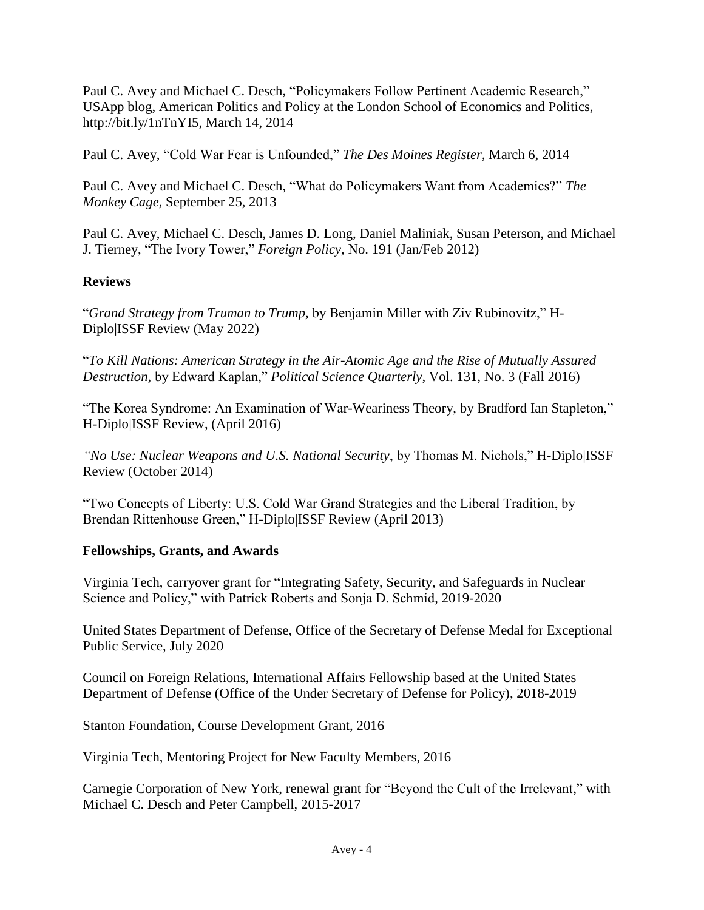Paul C. Avey and Michael C. Desch, "Policymakers Follow Pertinent Academic Research," USApp blog, American Politics and Policy at the London School of Economics and Politics, http://bit.ly/1nTnYI5, March 14, 2014

Paul C. Avey, "Cold War Fear is Unfounded," *The Des Moines Register*, March 6, 2014

Paul C. Avey and Michael C. Desch, "What do Policymakers Want from Academics?" *The Monkey Cage*, September 25, 2013

Paul C. Avey, Michael C. Desch, James D. Long, Daniel Maliniak, Susan Peterson, and Michael J. Tierney, "The Ivory Tower," *Foreign Policy*, No. 191 (Jan/Feb 2012)

## Reviews

"*Grand Strategy from Truman to Trump,* by Benjamin Miller with Ziv Rubinovitz," H-Diplo|ISSF Review (May 2022)

"*To Kill Nations: American Strategy in the Air-Atomic Age and the Rise of Mutually Assured Destruction,* by Edward Kaplan," *Political Science Quarterly*, Vol. 131, No. 3 (Fall 2016)

"The Korea Syndrome: An Examination of War-Weariness Theory, by Bradford Ian Stapleton," H-Diplo|ISSF Review, (April 2016)

*"No Use: Nuclear Weapons and U.S. National Security*, by Thomas M. Nichols," H-Diplo|ISSF Review (October 2014)

"Two Concepts of Liberty: U.S. Cold War Grand Strategies and the Liberal Tradition, by Brendan Rittenhouse Green," H-Diplo|ISSF Review (April 2013)

## Fellowships, Grants, and Awards

Virginia Tech, carryover grant for "Integrating Safety, Security, and Safeguards in Nuclear Science and Policy," with Patrick Roberts and Sonja D. Schmid, 2019-2020

United States Department of Defense, Office of the Secretary of Defense Medal for Exceptional Public Service, July 2020

Council on Foreign Relations, International Affairs Fellowship based at the United States Department of Defense (Office of the Under Secretary of Defense for Policy), 2018-2019

Stanton Foundation, Course Development Grant, 2016

Virginia Tech, Mentoring Project for New Faculty Members, 2016

Carnegie Corporation of New York, renewal grant for "Beyond the Cult of the Irrelevant," with Michael C. Desch and Peter Campbell, 2015-2017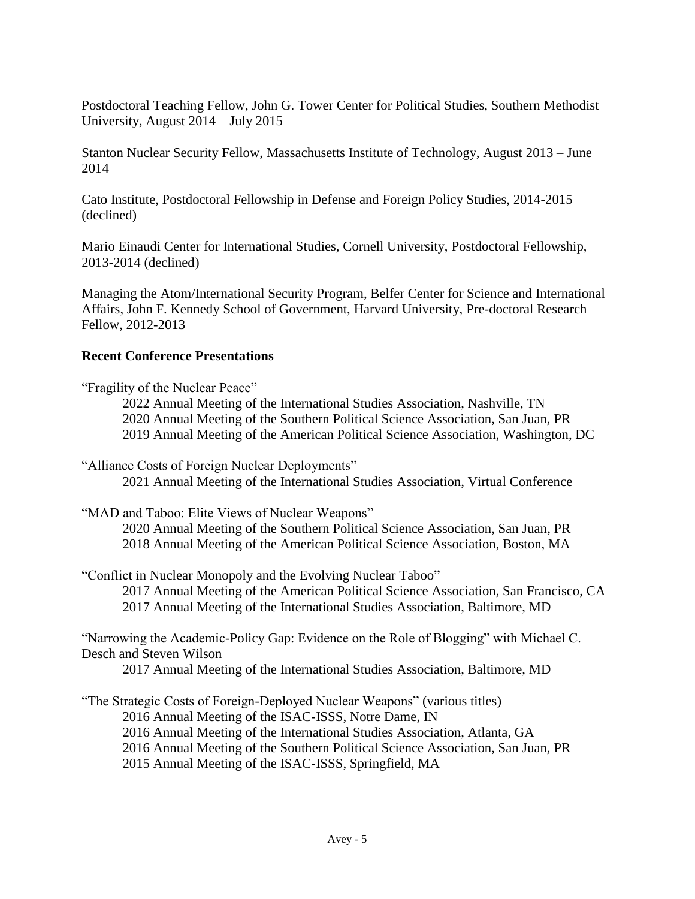Postdoctoral Teaching Fellow, John G. Tower Center for Political Studies, Southern Methodist University, August 2014 – July 2015

Stanton Nuclear Security Fellow, Massachusetts Institute of Technology, August 2013 – June 2014

Cato Institute, Postdoctoral Fellowship in Defense and Foreign Policy Studies, 2014-2015 (declined)

Mario Einaudi Center for International Studies, Cornell University, Postdoctoral Fellowship, 2013-2014 (declined)

Managing the Atom/International Security Program, Belfer Center for Science and International Affairs, John F. Kennedy School of Government, Harvard University, Pre-doctoral Research Fellow, 2012-2013

**Recent Conference Presentations**

"Fragility of the Nuclear Peace"
- 2022 Annual Meeting of the International Studies Association, Nashville, TN
- 2020 Annual Meeting of the Southern Political Science Association, San Juan, PR
- 2019 Annual Meeting of the American Political Science Association, Washington, DC

"Alliance Costs of Foreign Nuclear Deployments"
- 2021 Annual Meeting of the International Studies Association, Virtual Conference

"MAD and Taboo: Elite Views of Nuclear Weapons"
- 2020 Annual Meeting of the Southern Political Science Association, San Juan, PR
- 2018 Annual Meeting of the American Political Science Association, Boston, MA

"Conflict in Nuclear Monopoly and the Evolving Nuclear Taboo"
- 2017 Annual Meeting of the American Political Science Association, San Francisco, CA
- 2017 Annual Meeting of the International Studies Association, Baltimore, MD

"Narrowing the Academic-Policy Gap: Evidence on the Role of Blogging" with Michael C. Desch and Steven Wilson
- 2017 Annual Meeting of the International Studies Association, Baltimore, MD

"The Strategic Costs of Foreign-Deployed Nuclear Weapons" (various titles)
- 2016 Annual Meeting of the ISAC-ISSS, Notre Dame, IN
- 2016 Annual Meeting of the International Studies Association, Atlanta, GA
- 2016 Annual Meeting of the Southern Political Science Association, San Juan, PR
- 2015 Annual Meeting of the ISAC-ISSS, Springfield, MA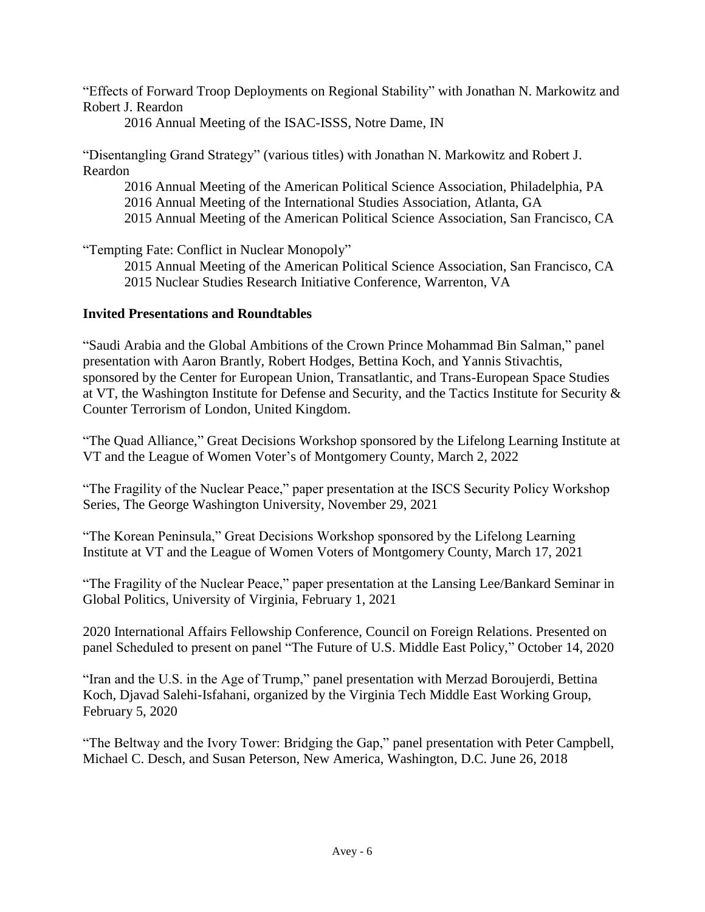"Effects of Forward Troop Deployments on Regional Stability" with Jonathan N. Markowitz and Robert J. Reardon

2016 Annual Meeting of the ISAC-ISSS, Notre Dame, IN

"Disentangling Grand Strategy" (various titles) with Jonathan N. Markowitz and Robert J. Reardon

2016 Annual Meeting of the American Political Science Association, Philadelphia, PA
2016 Annual Meeting of the International Studies Association, Atlanta, GA
2015 Annual Meeting of the American Political Science Association, San Francisco, CA

"Tempting Fate: Conflict in Nuclear Monopoly"

2015 Annual Meeting of the American Political Science Association, San Francisco, CA
2015 Nuclear Studies Research Initiative Conference, Warrenton, VA

**Invited Presentations and Roundtables**

"Saudi Arabia and the Global Ambitions of the Crown Prince Mohammad Bin Salman," panel presentation with Aaron Brantly, Robert Hodges, Bettina Koch, and Yannis Stivachtis, sponsored by the Center for European Union, Transatlantic, and Trans-European Space Studies at VT, the Washington Institute for Defense and Security, and the Tactics Institute for Security & Counter Terrorism of London, United Kingdom.

"The Quad Alliance," Great Decisions Workshop sponsored by the Lifelong Learning Institute at VT and the League of Women Voter's of Montgomery County, March 2, 2022

"The Fragility of the Nuclear Peace," paper presentation at the ISCS Security Policy Workshop Series, The George Washington University, November 29, 2021

"The Korean Peninsula," Great Decisions Workshop sponsored by the Lifelong Learning Institute at VT and the League of Women Voters of Montgomery County, March 17, 2021

"The Fragility of the Nuclear Peace," paper presentation at the Lansing Lee/Bankard Seminar in Global Politics, University of Virginia, February 1, 2021

2020 International Affairs Fellowship Conference, Council on Foreign Relations. Presented on panel Scheduled to present on panel "The Future of U.S. Middle East Policy," October 14, 2020

"Iran and the U.S. in the Age of Trump," panel presentation with Merzad Boroujerdi, Bettina Koch, Djavad Salehi-Isfahani, organized by the Virginia Tech Middle East Working Group, February 5, 2020

"The Beltway and the Ivory Tower: Bridging the Gap," panel presentation with Peter Campbell, Michael C. Desch, and Susan Peterson, New America, Washington, D.C. June 26, 2018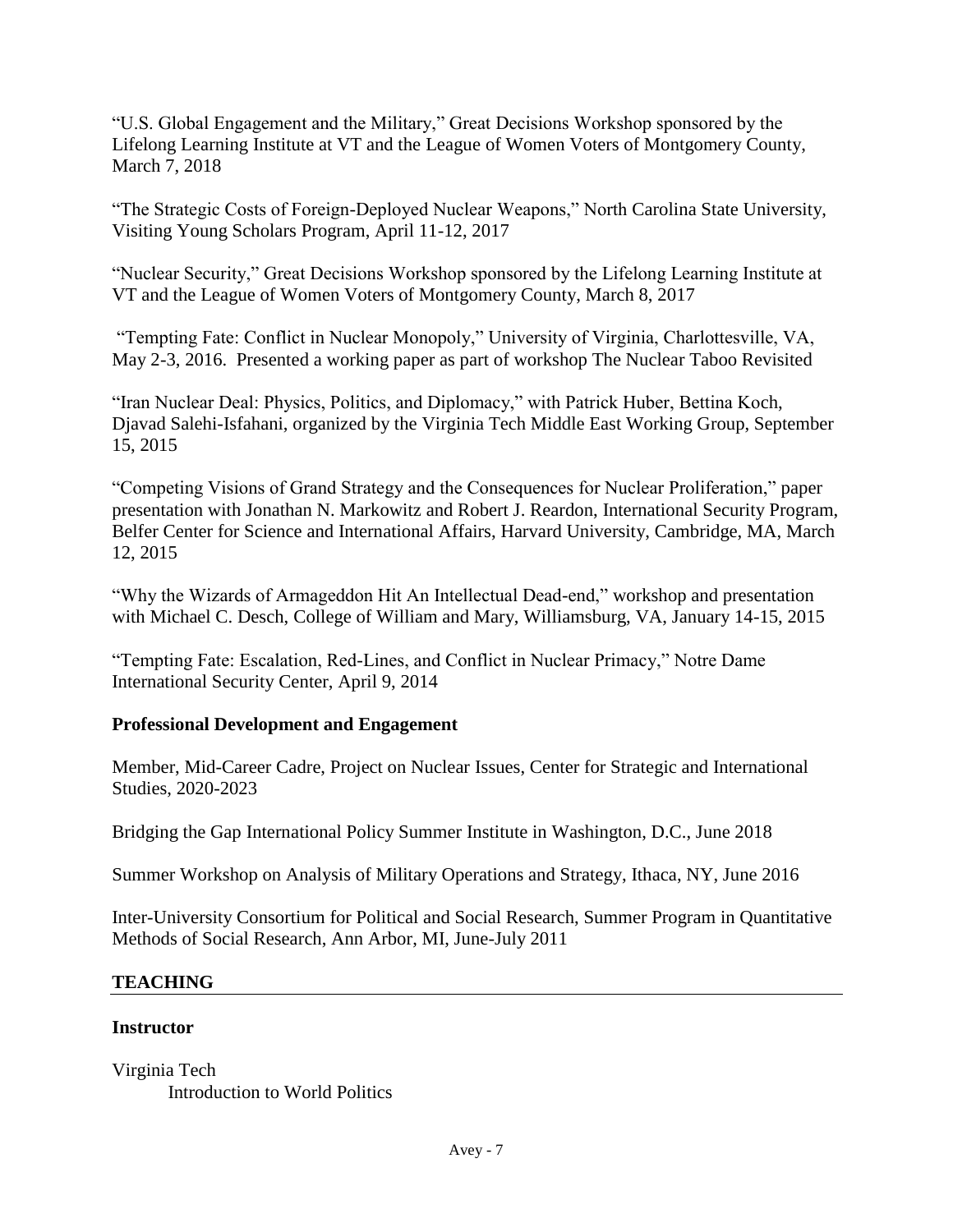"U.S. Global Engagement and the Military," Great Decisions Workshop sponsored by the Lifelong Learning Institute at VT and the League of Women Voters of Montgomery County, March 7, 2018

"The Strategic Costs of Foreign-Deployed Nuclear Weapons," North Carolina State University, Visiting Young Scholars Program, April 11-12, 2017

"Nuclear Security," Great Decisions Workshop sponsored by the Lifelong Learning Institute at VT and the League of Women Voters of Montgomery County, March 8, 2017

"Tempting Fate: Conflict in Nuclear Monopoly," University of Virginia, Charlottesville, VA, May 2-3, 2016. Presented a working paper as part of workshop The Nuclear Taboo Revisited

"Iran Nuclear Deal: Physics, Politics, and Diplomacy," with Patrick Huber, Bettina Koch, Djavad Salehi-Isfahani, organized by the Virginia Tech Middle East Working Group, September 15, 2015

"Competing Visions of Grand Strategy and the Consequences for Nuclear Proliferation," paper presentation with Jonathan N. Markowitz and Robert J. Reardon, International Security Program, Belfer Center for Science and International Affairs, Harvard University, Cambridge, MA, March 12, 2015

"Why the Wizards of Armageddon Hit An Intellectual Dead-end," workshop and presentation with Michael C. Desch, College of William and Mary, Williamsburg, VA, January 14-15, 2015

"Tempting Fate: Escalation, Red-Lines, and Conflict in Nuclear Primacy," Notre Dame International Security Center, April 9, 2014

### Professional Development and Engagement

Member, Mid-Career Cadre, Project on Nuclear Issues, Center for Strategic and International Studies, 2020-2023

Bridging the Gap International Policy Summer Institute in Washington, D.C., June 2018

Summer Workshop on Analysis of Military Operations and Strategy, Ithaca, NY, June 2016

Inter-University Consortium for Political and Social Research, Summer Program in Quantitative Methods of Social Research, Ann Arbor, MI, June-July 2011

## TEACHING

### Instructor

Virginia Tech
    Introduction to World Politics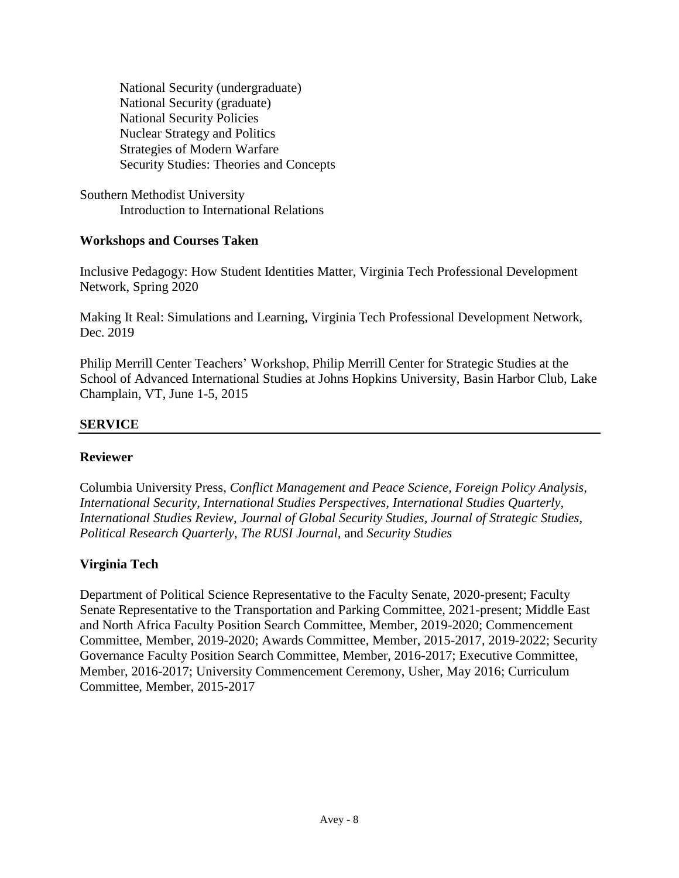National Security (undergraduate)
National Security (graduate)
National Security Policies
Nuclear Strategy and Politics
Strategies of Modern Warfare
Security Studies: Theories and Concepts

Southern Methodist University
Introduction to International Relations

### Workshops and Courses Taken

Inclusive Pedagogy: How Student Identities Matter, Virginia Tech Professional Development Network, Spring 2020

Making It Real: Simulations and Learning, Virginia Tech Professional Development Network, Dec. 2019

Philip Merrill Center Teachers' Workshop, Philip Merrill Center for Strategic Studies at the School of Advanced International Studies at Johns Hopkins University, Basin Harbor Club, Lake Champlain, VT, June 1-5, 2015

## SERVICE

### Reviewer

Columbia University Press, *Conflict Management and Peace Science, Foreign Policy Analysis, International Security, International Studies Perspectives, International Studies Quarterly, International Studies Review, Journal of Global Security Studies, Journal of Strategic Studies, Political Research Quarterly, The RUSI Journal*, and *Security Studies*

### Virginia Tech

Department of Political Science Representative to the Faculty Senate, 2020-present; Faculty Senate Representative to the Transportation and Parking Committee, 2021-present; Middle East and North Africa Faculty Position Search Committee, Member, 2019-2020; Commencement Committee, Member, 2019-2020; Awards Committee, Member, 2015-2017, 2019-2022; Security Governance Faculty Position Search Committee, Member, 2016-2017; Executive Committee, Member, 2016-2017; University Commencement Ceremony, Usher, May 2016; Curriculum Committee, Member, 2015-2017